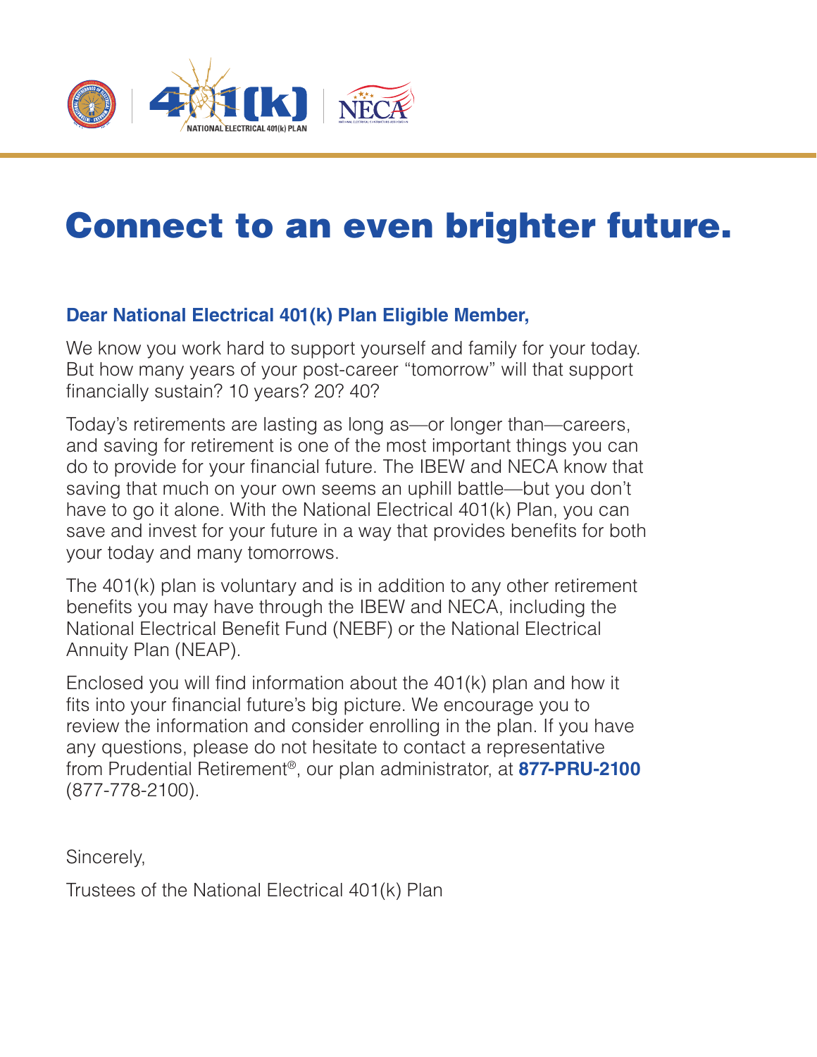# Connect to an even brighter future.

**Dear National Electrical 401(k) Plan Eligible Member,**

We know you work hard to support yourself and family for your today. But how many years of your post-career "tomorrow" will that support financially sustain? 10 years? 20? 40?

Today's retirements are lasting as long as—or longer than—careers, and saving for retirement is one of the most important things you can do to provide for your financial future. The IBEW and NECA know that saving that much on your own seems an uphill battle—but you don't have to go it alone. With the National Electrical 401(k) Plan, you can save and invest for your future in a way that provides benefits for both your today and many tomorrows.

The 401(k) plan is voluntary and is in addition to any other retirement benefits you may have through the IBEW and NECA, including the National Electrical Benefit Fund (NEBF) or the National Electrical Annuity Plan (NEAP).

Enclosed you will find information about the 401(k) plan and how it fits into your financial future's big picture. We encourage you to review the information and consider enrolling in the plan. If you have any questions, please do not hesitate to contact a representative from Prudential Retirement®, our plan administrator, at **877-PRU-2100** (877-778-2100).

Sincerely,

Trustees of the National Electrical 401(k) Plan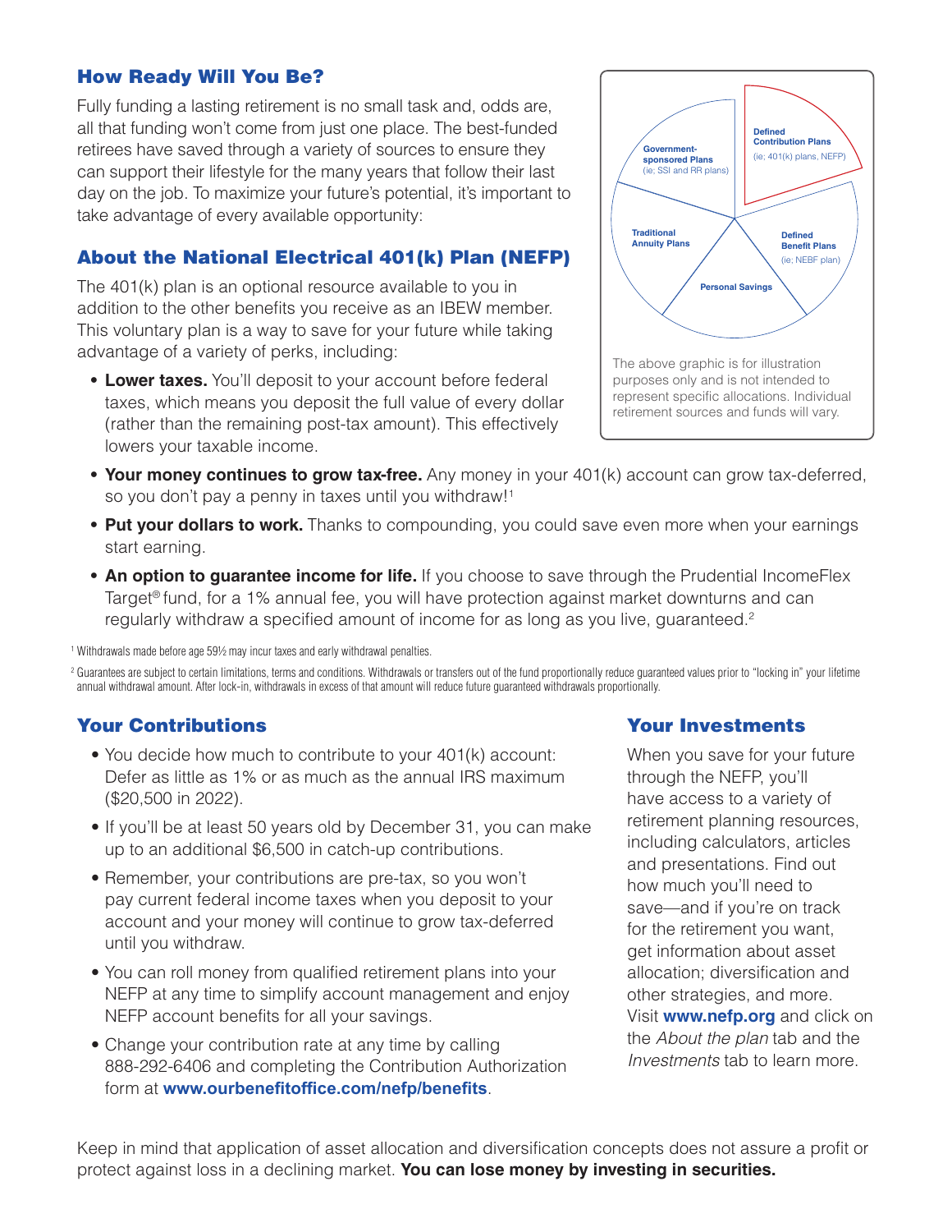## How Ready Will You Be?

Fully funding a lasting retirement is no small task and, odds are, all that funding won't come from just one place. The best-funded retirees have saved through a variety of sources to ensure they can support their lifestyle for the many years that follow their last day on the job. To maximize your future's potential, it's important to take advantage of every available opportunity:

Defined Contribution Plans (ie; 401(k) plans, NEFP)

Government-sponsored Plans (ie; SSI and RR plans)

Traditional Annuity Plans

Defined Benefit Plans (ie; NEBF plan)

Personal Savings

The above graphic is for illustration purposes only and is not intended to represent specific allocations. Individual retirement sources and funds will vary.

## About the National Electrical 401(k) Plan (NEFP)

The 401(k) plan is an optional resource available to you in addition to the other benefits you receive as an IBEW member. This voluntary plan is a way to save for your future while taking advantage of a variety of perks, including:

- **Lower taxes.** You'll deposit to your account before federal taxes, which means you deposit the full value of every dollar (rather than the remaining post-tax amount). This effectively lowers your taxable income.
- **Your money continues to grow tax-free.** Any money in your 401(k) account can grow tax-deferred, so you don't pay a penny in taxes until you withdraw![1]
- **Put your dollars to work.** Thanks to compounding, you could save even more when your earnings start earning.
- **An option to guarantee income for life.** If you choose to save through the Prudential IncomeFlex Target® fund, for a 1% annual fee, you will have protection against market downturns and can regularly withdraw a specified amount of income for as long as you live, guaranteed.[2]

[1] Withdrawals made before age 59½ may incur taxes and early withdrawal penalties.

[2] Guarantees are subject to certain limitations, terms and conditions. Withdrawals or transfers out of the fund proportionally reduce guaranteed values prior to "locking in" your lifetime annual withdrawal amount. After lock-in, withdrawals in excess of that amount will reduce future guaranteed withdrawals proportionally.

## Your Contributions

- You decide how much to contribute to your 401(k) account: Defer as little as 1% or as much as the annual IRS maximum ($20,500 in 2022).
- If you'll be at least 50 years old by December 31, you can make up to an additional $6,500 in catch-up contributions.
- Remember, your contributions are pre-tax, so you won't pay current federal income taxes when you deposit to your account and your money will continue to grow tax-deferred until you withdraw.
- You can roll money from qualified retirement plans into your NEFP at any time to simplify account management and enjoy NEFP account benefits for all your savings.
- Change your contribution rate at any time by calling 888-292-6406 and completing the Contribution Authorization form at **www.ourbenefitoffice.com/nefp/benefits**.

## Your Investments

When you save for your future through the NEFP, you'll have access to a variety of retirement planning resources, including calculators, articles and presentations. Find out how much you'll need to save—and if you're on track for the retirement you want, get information about asset allocation; diversification and other strategies, and more. Visit **www.nefp.org** and click on the *About the plan* tab and the *Investments* tab to learn more.

Keep in mind that application of asset allocation and diversification concepts does not assure a profit or protect against loss in a declining market. **You can lose money by investing in securities.**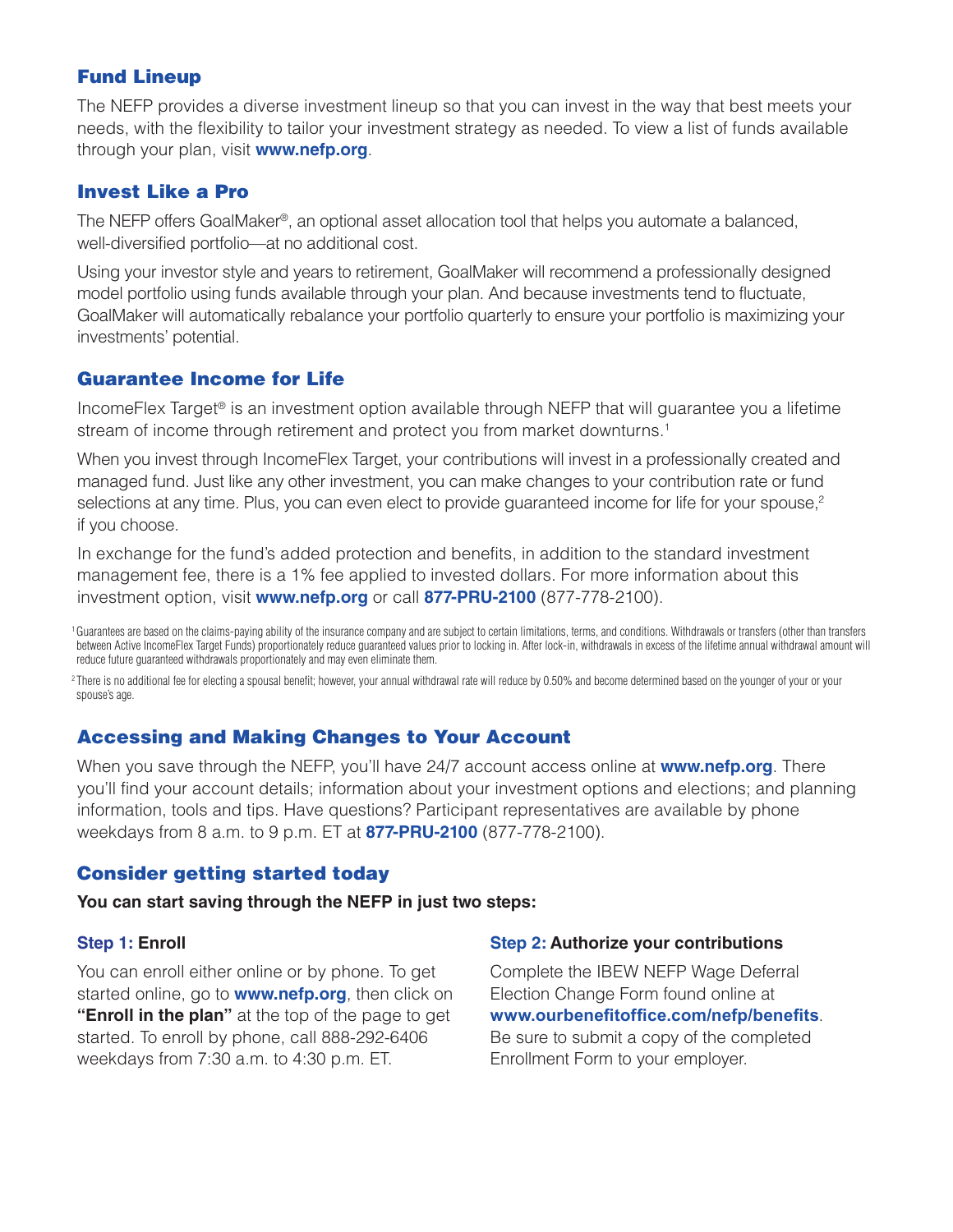## Fund Lineup

The NEFP provides a diverse investment lineup so that you can invest in the way that best meets your needs, with the flexibility to tailor your investment strategy as needed. To view a list of funds available through your plan, visit **www.nefp.org**.

## Invest Like a Pro

The NEFP offers GoalMaker®, an optional asset allocation tool that helps you automate a balanced, well-diversified portfolio—at no additional cost.

Using your investor style and years to retirement, GoalMaker will recommend a professionally designed model portfolio using funds available through your plan. And because investments tend to fluctuate, GoalMaker will automatically rebalance your portfolio quarterly to ensure your portfolio is maximizing your investments' potential.

## Guarantee Income for Life

IncomeFlex Target® is an investment option available through NEFP that will guarantee you a lifetime stream of income through retirement and protect you from market downturns.[1]

When you invest through IncomeFlex Target, your contributions will invest in a professionally created and managed fund. Just like any other investment, you can make changes to your contribution rate or fund selections at any time. Plus, you can even elect to provide guaranteed income for life for your spouse,[2] if you choose.

In exchange for the fund's added protection and benefits, in addition to the standard investment management fee, there is a 1% fee applied to invested dollars. For more information about this investment option, visit **www.nefp.org** or call **877-PRU-2100** (877-778-2100).

[1] Guarantees are based on the claims-paying ability of the insurance company and are subject to certain limitations, terms, and conditions. Withdrawals or transfers (other than transfers between Active IncomeFlex Target Funds) proportionately reduce guaranteed values prior to locking in. After lock-in, withdrawals in excess of the lifetime annual withdrawal amount will reduce future guaranteed withdrawals proportionately and may even eliminate them.

[2] There is no additional fee for electing a spousal benefit; however, your annual withdrawal rate will reduce by 0.50% and become determined based on the younger of your or your spouse's age.

## Accessing and Making Changes to Your Account

When you save through the NEFP, you'll have 24/7 account access online at **www.nefp.org**. There you'll find your account details; information about your investment options and elections; and planning information, tools and tips. Have questions? Participant representatives are available by phone weekdays from 8 a.m. to 9 p.m. ET at **877-PRU-2100** (877-778-2100).

## Consider getting started today

**You can start saving through the NEFP in just two steps:**

### Step 1: Enroll

You can enroll either online or by phone. To get started online, go to **www.nefp.org**, then click on **"Enroll in the plan"** at the top of the page to get started. To enroll by phone, call 888-292-6406 weekdays from 7:30 a.m. to 4:30 p.m. ET.

### Step 2: Authorize your contributions

Complete the IBEW NEFP Wage Deferral Election Change Form found online at **www.ourbenefitoffice.com/nefp/benefits**. Be sure to submit a copy of the completed Enrollment Form to your employer.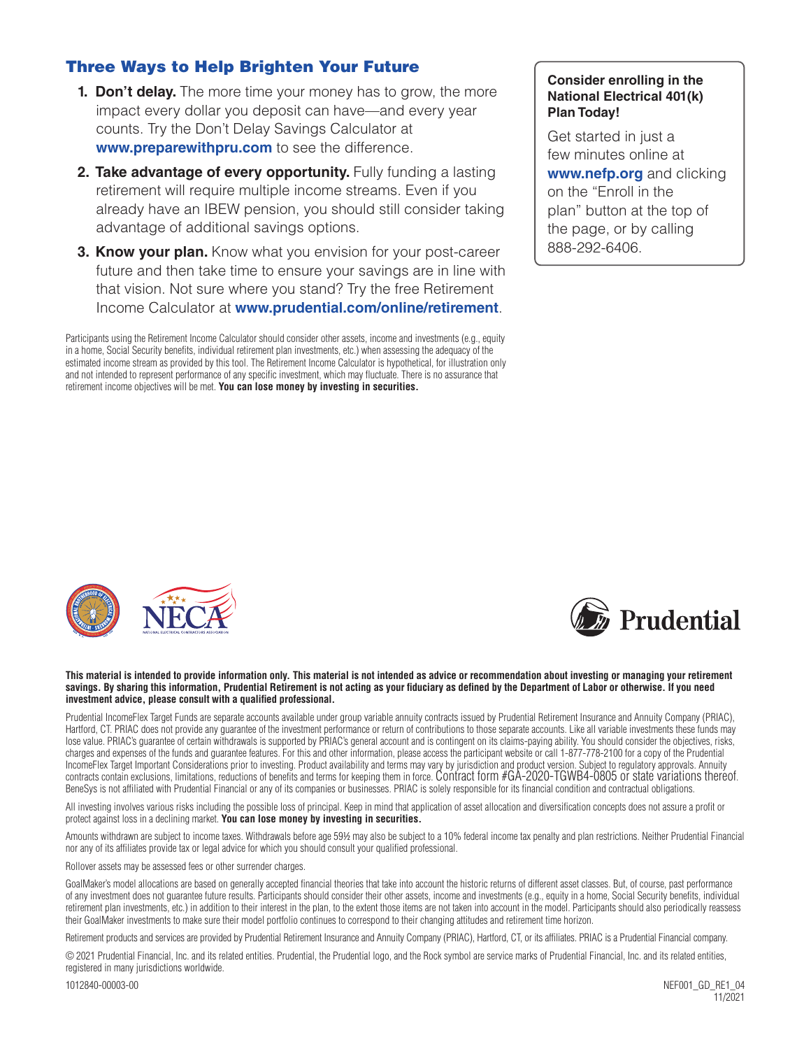## Three Ways to Help Brighten Your Future

1. **Don't delay.** The more time your money has to grow, the more impact every dollar you deposit can have—and every year counts. Try the Don't Delay Savings Calculator at **www.preparewithpru.com** to see the difference.
2. **Take advantage of every opportunity.** Fully funding a lasting retirement will require multiple income streams. Even if you already have an IBEW pension, you should still consider taking advantage of additional savings options.
3. **Know your plan.** Know what you envision for your post-career future and then take time to ensure your savings are in line with that vision. Not sure where you stand? Try the free Retirement Income Calculator at **www.prudential.com/online/retirement**.

Participants using the Retirement Income Calculator should consider other assets, income and investments (e.g., equity in a home, Social Security benefits, individual retirement plan investments, etc.) when assessing the adequacy of the estimated income stream as provided by this tool. The Retirement Income Calculator is hypothetical, for illustration only and not intended to represent performance of any specific investment, which may fluctuate. There is no assurance that retirement income objectives will be met. **You can lose money by investing in securities.**

**Consider enrolling in the National Electrical 401(k) Plan Today!**

Get started in just a few minutes online at **www.nefp.org** and clicking on the "Enroll in the plan" button at the top of the page, or by calling 888-292-6406.

**This material is intended to provide information only. This material is not intended as advice or recommendation about investing or managing your retirement savings. By sharing this information, Prudential Retirement is not acting as your fiduciary as defined by the Department of Labor or otherwise. If you need investment advice, please consult with a qualified professional.**

Prudential IncomeFlex Target Funds are separate accounts available under group variable annuity contracts issued by Prudential Retirement Insurance and Annuity Company (PRIAC), Hartford, CT. PRIAC does not provide any guarantee of the investment performance or return of contributions to those separate accounts. Like all variable investments these funds may lose value. PRIAC's guarantee of certain withdrawals is supported by PRIAC's general account and is contingent on its claims-paying ability. You should consider the objectives, risks, charges and expenses of the funds and guarantee features. For this and other information, please access the participant website or call 1-877-778-2100 for a copy of the Prudential IncomeFlex Target Important Considerations prior to investing. Product availability and terms may vary by jurisdiction and product version. Subject to regulatory approvals. Annuity contracts contain exclusions, limitations, reductions of benefits and terms for keeping them in force. Contract form #GA-2020-TGWB4-0805 or state variations thereof. BeneSys is not affiliated with Prudential Financial or any of its companies or businesses. PRIAC is solely responsible for its financial condition and contractual obligations.

All investing involves various risks including the possible loss of principal. Keep in mind that application of asset allocation and diversification concepts does not assure a profit or protect against loss in a declining market. **You can lose money by investing in securities.**

Amounts withdrawn are subject to income taxes. Withdrawals before age 59½ may also be subject to a 10% federal income tax penalty and plan restrictions. Neither Prudential Financial nor any of its affiliates provide tax or legal advice for which you should consult your qualified professional.

Rollover assets may be assessed fees or other surrender charges.

GoalMaker's model allocations are based on generally accepted financial theories that take into account the historic returns of different asset classes. But, of course, past performance of any investment does not guarantee future results. Participants should consider their other assets, income and investments (e.g., equity in a home, Social Security benefits, individual retirement plan investments, etc.) in addition to their interest in the plan, to the extent those items are not taken into account in the model. Participants should also periodically reassess their GoalMaker investments to make sure their model portfolio continues to correspond to their changing attitudes and retirement time horizon.

Retirement products and services are provided by Prudential Retirement Insurance and Annuity Company (PRIAC), Hartford, CT, or its affiliates. PRIAC is a Prudential Financial company.

© 2021 Prudential Financial, Inc. and its related entities. Prudential, the Prudential logo, and the Rock symbol are service marks of Prudential Financial, Inc. and its related entities, registered in many jurisdictions worldwide.

1012840-00003-00

NEF001_GD_RE1_04
11/2021